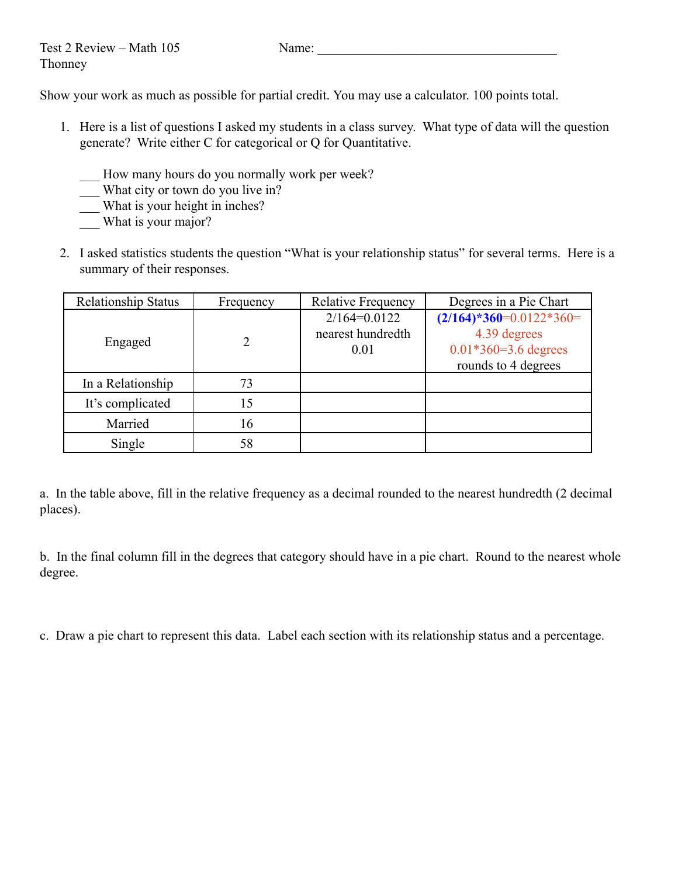Test 2 Review – Math 105 Name: ___________________________________

Thonney

Show your work as much as possible for partial credit. You may use a calculator. 100 points total.

1. Here is a list of questions I asked my students in a class survey. What type of data will the question generate? Write either C for categorical or Q for Quantitative.

   ___ How many hours do you normally work per week?
   ___ What city or town do you live in?
   ___ What is your height in inches?
   ___ What is your major?

2. I asked statistics students the question "What is your relationship status" for several terms. Here is a summary of their responses.

| Relationship Status | Frequency | Relative Frequency | Degrees in a Pie Chart |
|---|---|---|---|
| Engaged | 2 | 2/164=0.0122 nearest hundredth 0.01 | **(2/164)*360**=0.0122*360= 4.39 degrees 0.01*360=3.6 degrees rounds to 4 degrees |
| In a Relationship | 73 | | |
| It's complicated | 15 | | |
| Married | 16 | | |
| Single | 58 | | |

a. In the table above, fill in the relative frequency as a decimal rounded to the nearest hundredth (2 decimal places).

b. In the final column fill in the degrees that category should have in a pie chart. Round to the nearest whole degree.

c. Draw a pie chart to represent this data. Label each section with its relationship status and a percentage.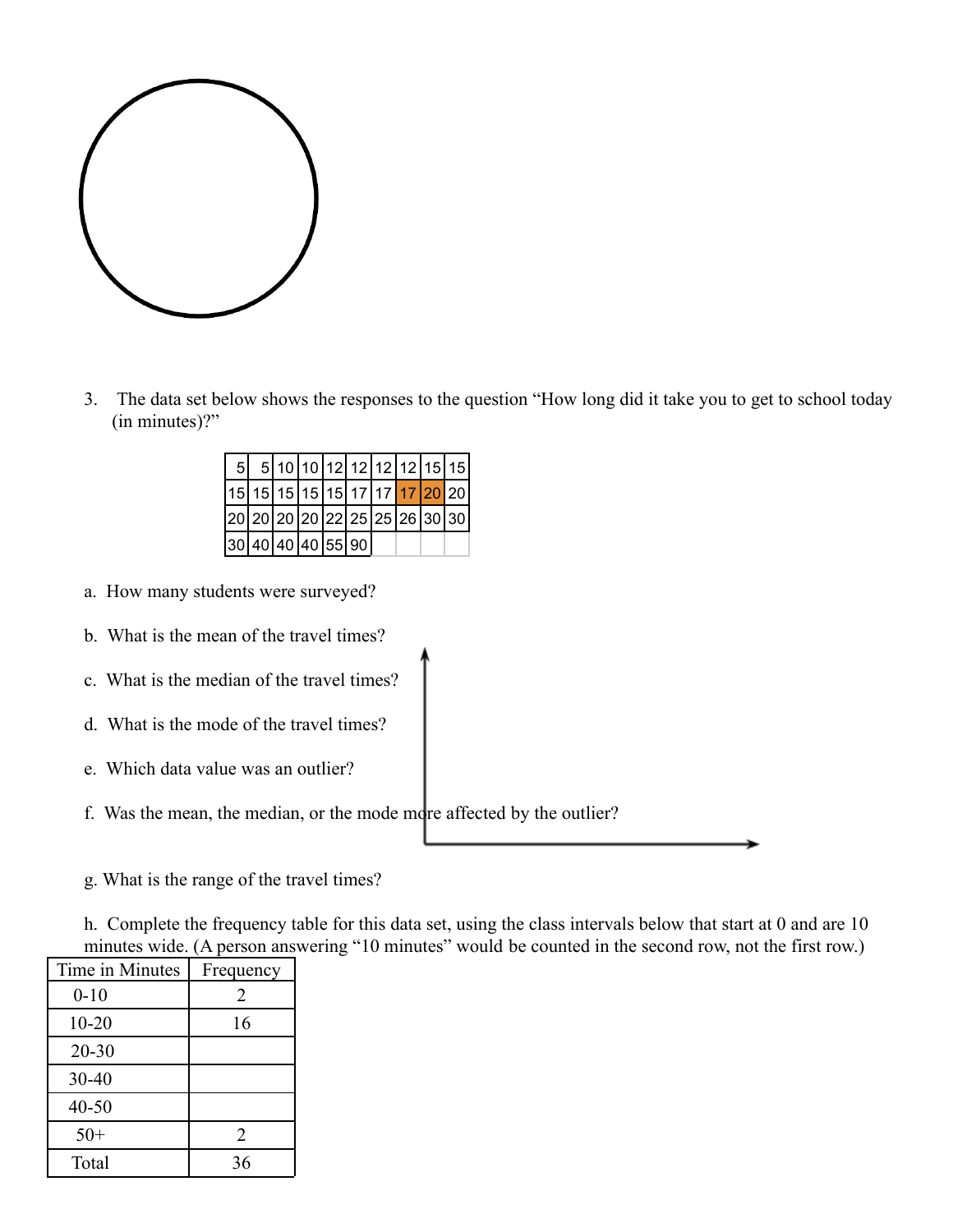3. The data set below shows the responses to the question "How long did it take you to get to school today (in minutes)?"

| | | | | | | | | | |
|---|---|---|---|---|---|---|---|---|---|
| 5 | 5 | 10 | 10 | 12 | 12 | 12 | 12 | 15 | 15 |
| 15 | 15 | 15 | 15 | 15 | 17 | 17 | 17 | 20 | 20 |
| 20 | 20 | 20 | 20 | 22 | 25 | 25 | 26 | 30 | 30 |
| 30 | 40 | 40 | 40 | 55 | 90 | | | | |

a. How many students were surveyed?

b. What is the mean of the travel times?

c. What is the median of the travel times?

d. What is the mode of the travel times?

e. Which data value was an outlier?

f. Was the mean, the median, or the mode more affected by the outlier?

g. What is the range of the travel times?

h. Complete the frequency table for this data set, using the class intervals below that start at 0 and are 10 minutes wide. (A person answering "10 minutes" would be counted in the second row, not the first row.)

| Time in Minutes | Frequency |
|---|---|
| 0-10 | 2 |
| 10-20 | 16 |
| 20-30 | |
| 30-40 | |
| 40-50 | |
| 50+ | 2 |
| Total | 36 |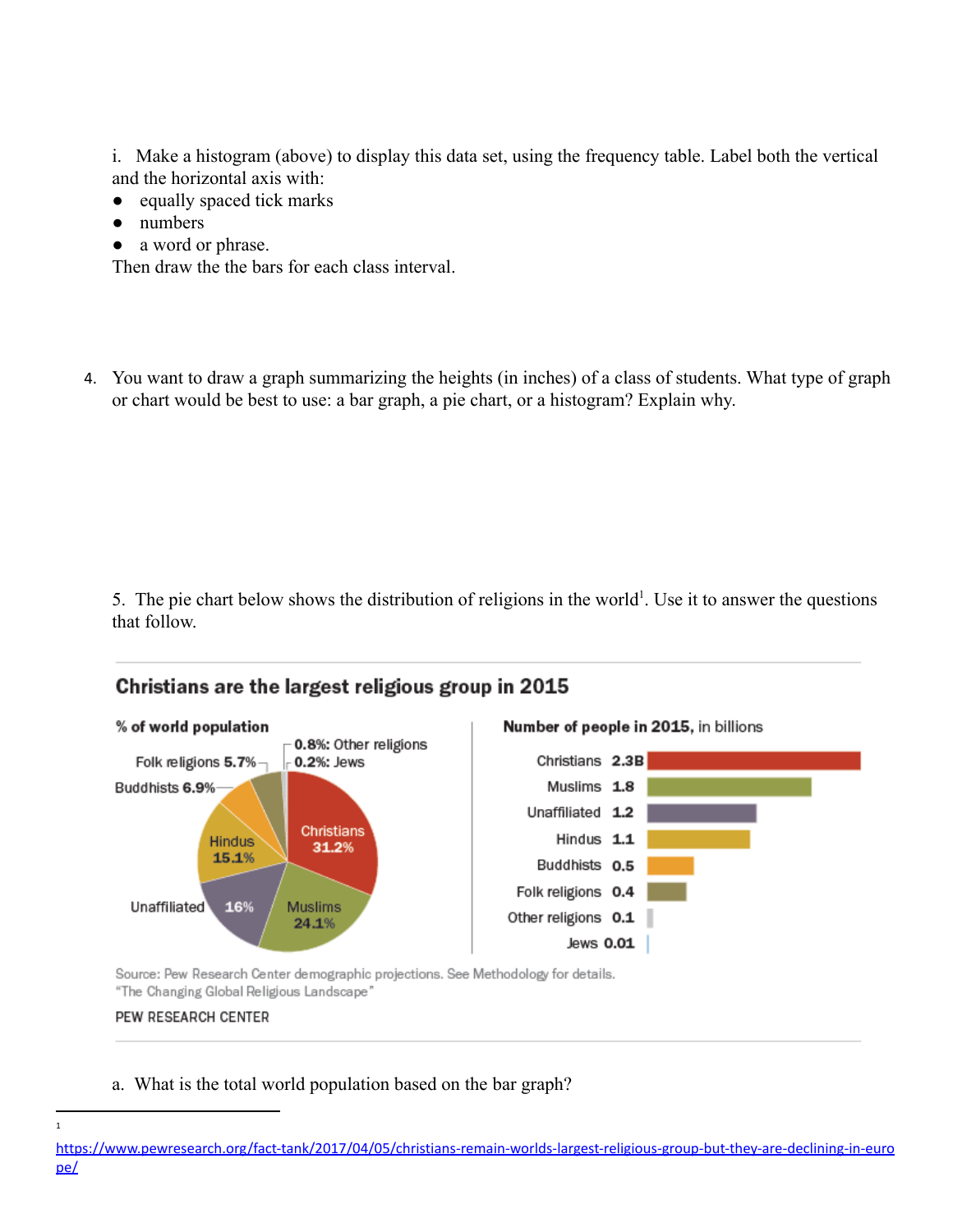i. Make a histogram (above) to display this data set, using the frequency table. Label both the vertical and the horizontal axis with:

- equally spaced tick marks
- numbers
- a word or phrase.

Then draw the the bars for each class interval.

4. You want to draw a graph summarizing the heights (in inches) of a class of students. What type of graph or chart would be best to use: a bar graph, a pie chart, or a histogram? Explain why.

5. The pie chart below shows the distribution of religions in the world[1]. Use it to answer the questions that follow.

**Christians are the largest religious group in 2015**

**% of world population**

0.8%: Other religions
0.2%: Jews
Folk religions 5.7%
Buddhists 6.9%
Hindus 15.1%
Christians 31.2%
Unaffiliated 16%
Muslims 24.1%

**Number of people in 2015,** in billions

Christians 2.3B
Muslims 1.8
Unaffiliated 1.2
Hindus 1.1
Buddhists 0.5
Folk religions 0.4
Other religions 0.1
Jews 0.01

Source: Pew Research Center demographic projections. See Methodology for details.
"The Changing Global Religious Landscape"

PEW RESEARCH CENTER

a. What is the total world population based on the bar graph?

[1] https://www.pewresearch.org/fact-tank/2017/04/05/christians-remain-worlds-largest-religious-group-but-they-are-declining-in-europe/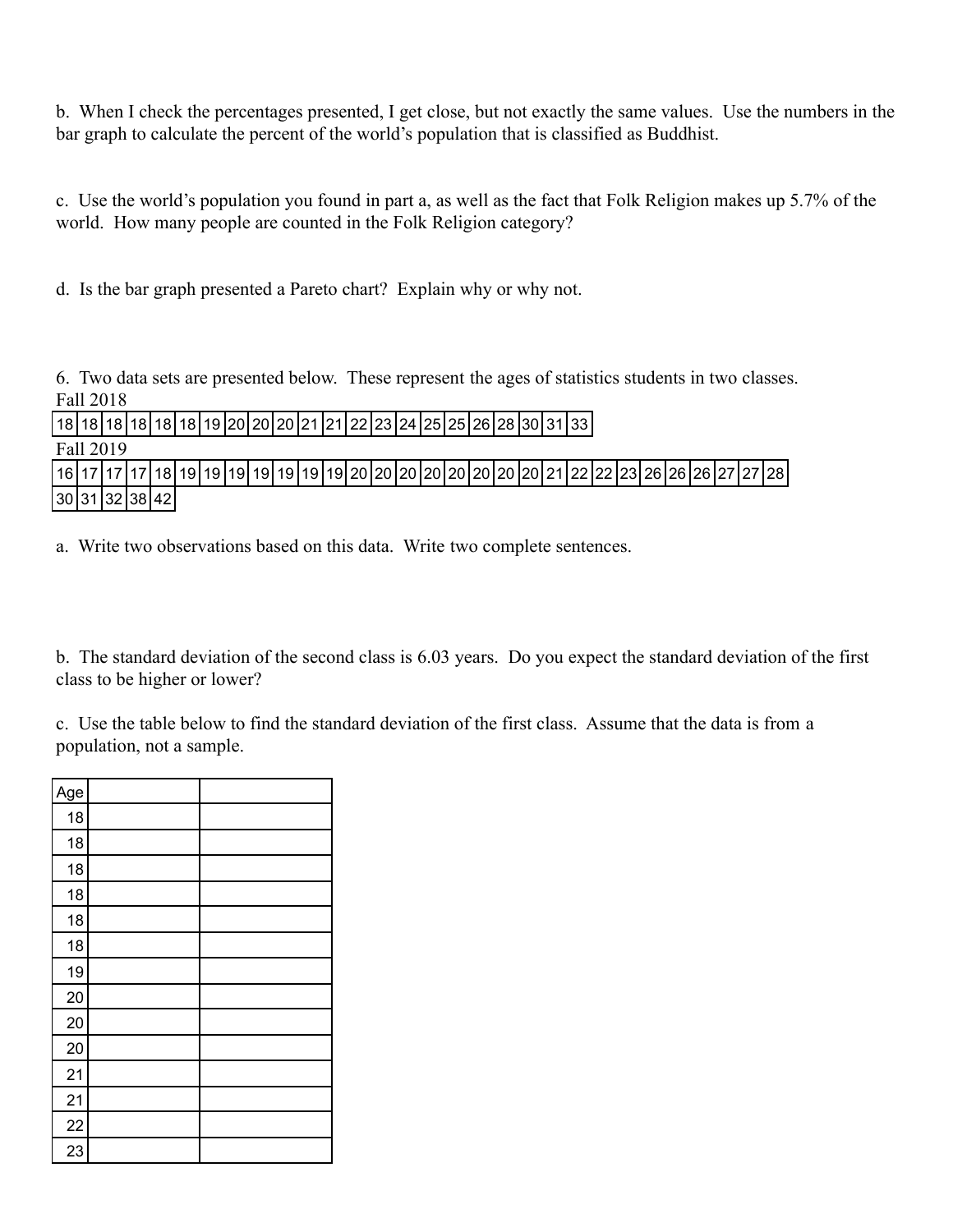b. When I check the percentages presented, I get close, but not exactly the same values. Use the numbers in the bar graph to calculate the percent of the world's population that is classified as Buddhist.

c. Use the world's population you found in part a, as well as the fact that Folk Religion makes up 5.7% of the world. How many people are counted in the Folk Religion category?

d. Is the bar graph presented a Pareto chart? Explain why or why not.

6. Two data sets are presented below. These represent the ages of statistics students in two classes.

Fall 2018

| | | | | | | | | | | | | | | | | | | | | | |
|---|---|---|---|---|---|---|---|---|---|---|---|---|---|---|---|---|---|---|---|---|---|
| 18 | 18 | 18 | 18 | 18 | 18 | 19 | 20 | 20 | 20 | 21 | 21 | 22 | 23 | 24 | 25 | 25 | 26 | 28 | 30 | 31 | 33 |

Fall 2019

| | | | | | | | | | | | | | | | | | | | | | | | | | | | | | |
|---|---|---|---|---|---|---|---|---|---|---|---|---|---|---|---|---|---|---|---|---|---|---|---|---|---|---|---|---|---|
| 16 | 17 | 17 | 17 | 18 | 19 | 19 | 19 | 19 | 19 | 19 | 19 | 20 | 20 | 20 | 20 | 20 | 20 | 20 | 20 | 21 | 22 | 22 | 23 | 26 | 26 | 26 | 27 | 27 | 28 |
| 30 | 31 | 32 | 38 | 42 | | | | | | | | | | | | | | | | | | | | | | | | | |

a. Write two observations based on this data. Write two complete sentences.

b. The standard deviation of the second class is 6.03 years. Do you expect the standard deviation of the first class to be higher or lower?

c. Use the table below to find the standard deviation of the first class. Assume that the data is from a population, not a sample.

| Age | | |
|---|---|---|
| 18 | | |
| 18 | | |
| 18 | | |
| 18 | | |
| 18 | | |
| 18 | | |
| 19 | | |
| 20 | | |
| 20 | | |
| 20 | | |
| 21 | | |
| 21 | | |
| 22 | | |
| 23 | | |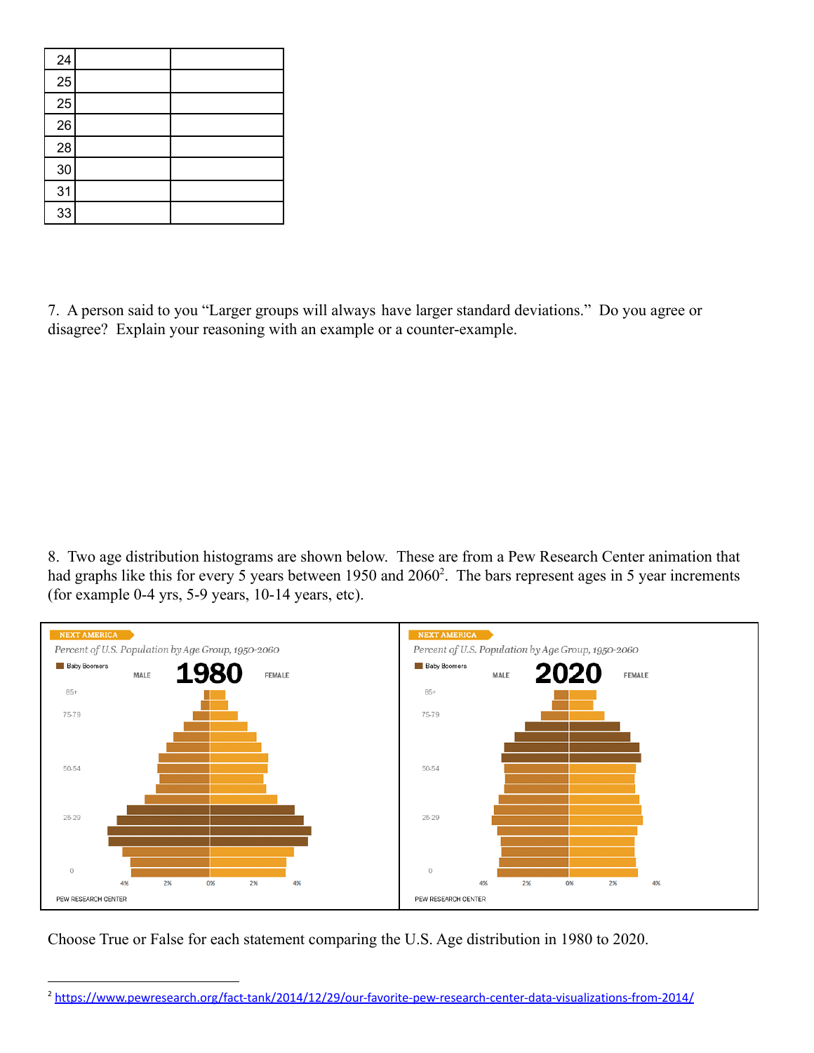| | | |
|---|---|---|
| 24 | | |
| 25 | | |
| 25 | | |
| 26 | | |
| 28 | | |
| 30 | | |
| 31 | | |
| 33 | | |

7. A person said to you "Larger groups will always have larger standard deviations." Do you agree or disagree? Explain your reasoning with an example or a counter-example.

8. Two age distribution histograms are shown below. These are from a Pew Research Center animation that had graphs like this for every 5 years between 1950 and 2060[2]. The bars represent ages in 5 year increments (for example 0-4 yrs, 5-9 years, 10-14 years, etc).

NEXT AMERICA

Percent of U.S. Population by Age Group, 1950-2060

Baby Boomers

MALE

1980

FEMALE

85+

75-79

50-54

25-29

0

4% 2% 0% 2% 4%

PEW RESEARCH CENTER

NEXT AMERICA

Percent of U.S. Population by Age Group, 1950-2060

Baby Boomers

MALE

2020

FEMALE

85+

75-79

50-54

25-29

0

4% 2% 0% 2% 4%

PEW RESEARCH CENTER

Choose True or False for each statement comparing the U.S. Age distribution in 1980 to 2020.

---

[2] https://www.pewresearch.org/fact-tank/2014/12/29/our-favorite-pew-research-center-data-visualizations-from-2014/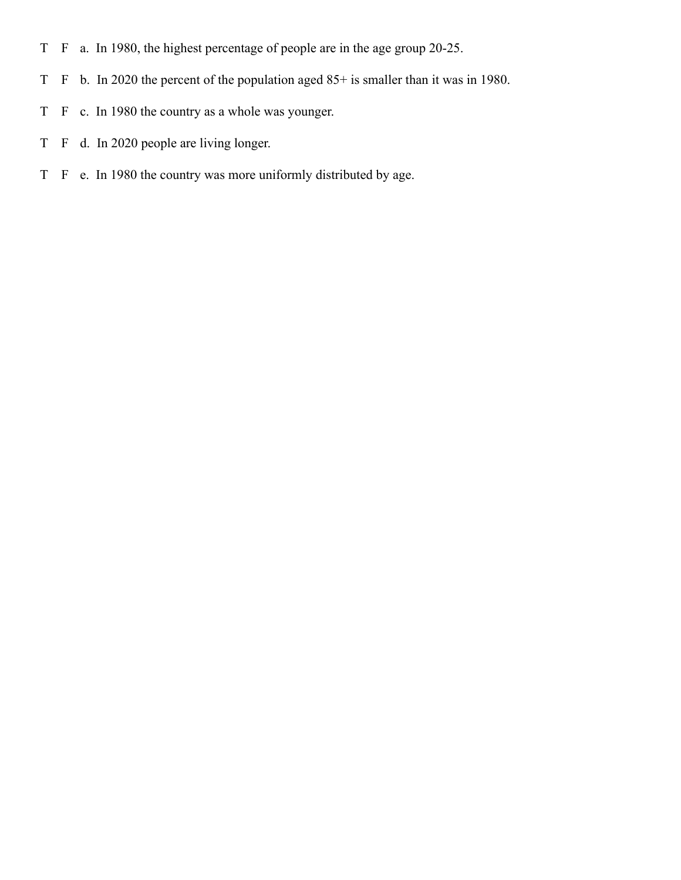T F a. In 1980, the highest percentage of people are in the age group 20-25.

T F b. In 2020 the percent of the population aged 85+ is smaller than it was in 1980.

T F c. In 1980 the country as a whole was younger.

T F d. In 2020 people are living longer.

T F e. In 1980 the country was more uniformly distributed by age.